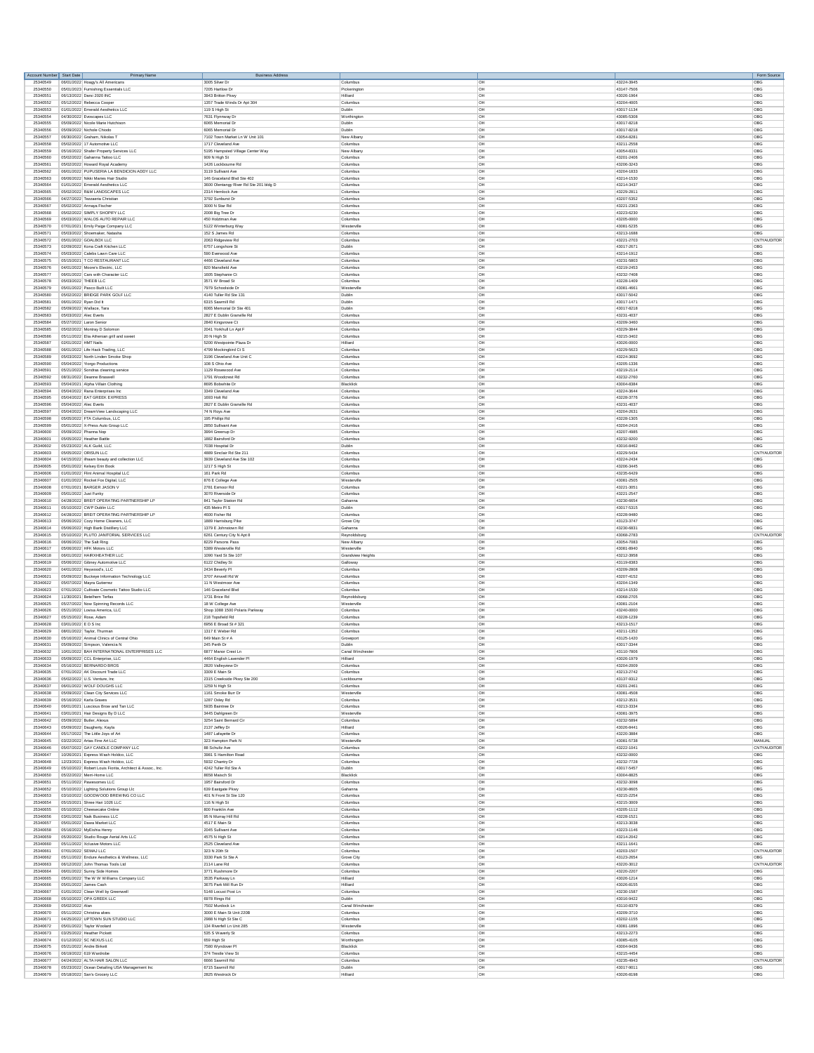| Account Number | Start Date | Primary Name | Business Address | | | | Form Source |
|---|---|---|---|---|---|---|---|
| 25340549 | 06/01/2022 | Hoagy's All Americans | 3005 Silver Dr | Columbus | OH | 43224-3945 | OBG |
| 25340550 | 05/01/2022 | Furnishing Essentials LLC | 7205 Harlow Dr | Pickerington | OH | 43147-7506 | OBG |
| 25340551 | 06/13/2022 | Darsi 2020 INC | 3843 Britton Pkwy | Hilliard | OH | 43026-1964 | OBG |
| 25340552 | 05/12/2022 | Rebecca Cooper | 1357 Trade Winds Dr Apt 304 | Columbus | OH | 43204-4605 | OBG |
| 25340553 | 01/01/2022 | Emerald Aesthetics LLC | 119 S High St | Dublin | OH | 43017-1134 | OBG |
| 25340554 | 04/30/2022 | Evescapes LLC | 7631 Flynnway Dr | Worthington | OH | 43085-5306 | OBG |
| 25340555 | 05/09/2022 | Nicole Marie Hutchison | 6065 Memorial Dr | Dublin | OH | 43017-8218 | OBG |
| 25340556 | 05/09/2022 | Nichole Chiodo | 6065 Memorial Dr | Dublin | OH | 43017-8218 | OBG |
| 25340557 | 06/30/2022 | Graham, Nikolas T | 7102 Town Market Ln W Unit 101 | New Albany | OH | 43054-8281 | OBG |
| 25340558 | 05/02/2022 | 17 Automotive LLC | 1717 Cleveland Ave | Columbus | OH | 43211-2558 | OBG |
| 25340559 | 05/16/2022 | Shafer Property Services LLC | 5195 Hampsted Village Center Way | New Albany | OH | 43054-8331 | OBG |
| 25340560 | 05/02/2022 | Gahanna Tattoo LLC | 909 N High St | Columbus | OH | 43201-2406 | OBG |
| 25340561 | 05/02/2022 | Howard Royal Academy | 1426 Lockbourne Rd | Columbus | OH | 43206-3243 | OBG |
| 25340562 | 06/01/2022 | PUPUSERIA LA BENDICION ADDY LLC | 3119 Sullivant Ave | Columbus | OH | 43204-1833 | OBG |
| 25340563 | 06/06/2022 | Nikki Maries Hair Studio | 146 Graceland Blvd Ste 402 | Columbus | OH | 43214-1530 | OBG |
| 25340564 | 01/01/2022 | Emerald Aesthetics LLC | 3600 Olentangy River Rd Ste 201 bldg D | Columbus | OH | 43214-3437 | OBG |
| 25340565 | 05/02/2022 | R&M LANDSCAPES LLC | 2314 Hemlock Ave | Columbus | OH | 43229-2811 | OBG |
| 25340566 | 04/27/2022 | Tezzaerra Christian | 3792 Sunburst Dr | Columbus | OH | 43207-5352 | OBG |
| 25340567 | 05/02/2022 | Annaya Fischer | 3000 N Star Rd | Columbus | OH | 43221-2363 | OBG |
| 25340568 | 05/02/2022 | SIMPLY SHOPIFY LLC | 2008 Big Tree Dr | Columbus | OH | 43223-6230 | OBG |
| 25340569 | 05/03/2022 | WALDS AUTO REPAIR LLC | 450 Holtzman Ave | Columbus | OH | 43205-0000 | OBG |
| 25340570 | 07/01/2021 | Emily Paige Company LLC | 5122 Winterburg Way | Westerville | OH | 43081-5235 | OBG |
| 25340571 | 05/03/2022 | Shoemaker, Natasha | 152 S James Rd | Columbus | OH | 43213-1688 | OBG |
| 25340572 | 05/01/2022 | GOALBOX LLC | 2063 Ridgeview Rd | Columbus | OH | 43221-2703 | CNTYAUDITOR |
| 25340573 | 02/09/2022 | Kona Craft Kitchen LLC | 6757 Longshore St | Dublin | OH | 43017-2671 | OBG |
| 25340574 | 05/03/2022 | Caleb's Lawn Care LLC | 590 Evenwood Ave | Columbus | OH | 43214-1912 | OBG |
| 25340575 | 05/15/2021 | T CO RESTAURANT LLC | 4466 Cleveland Ave | Columbus | OH | 43231-5803 | OBG |
| 25340576 | 04/01/2022 | Moore's Electric, LLC | 820 Mansfield Ave | Columbus | OH | 43219-2453 | OBG |
| 25340577 | 06/01/2022 | Cars with Character LLC | 1605 Stephanie Ct | Columbus | OH | 43232-7408 | OBG |
| 25340578 | 05/03/2022 | THEEB LLC | 3571 W Broad St | Columbus | OH | 43228-1409 | OBG |
| 25340579 | 05/01/2022 | Pasco Built LLC | 7979 Schoolside Dr | Westerville | OH | 43081-4661 | OBG |
| 25340580 | 05/02/2022 | BRIDGE PARK GOLF LLC | 4140 Tuller Rd Ste 131 | Dublin | OH | 43017-5042 | OBG |
| 25340581 | 06/01/2022 | Ryan Did It | 6315 Sawmill Rd | Dublin | OH | 43017-1471 | OBG |
| 25340582 | 05/09/2022 | Wallace, Tara | 6065 Memorial Dr Ste 401 | Dublin | OH | 43017-8218 | OBG |
| 25340583 | 05/03/2022 | Alec Everts | 2827 E Dublin Granville Rd | Columbus | OH | 43231-4037 | OBG |
| 25340584 | 05/27/2022 | Laron Senior | 2840 Kingsrowe Ct | Columbus | OH | 43209-3460 | OBG |
| 25340585 | 05/02/2022 | Montray D Solomon | 2041 Yorkhull Ln Apt F | Columbus | OH | 43229-3844 | OBG |
| 25340586 | 05/11/2022 | Elia Athenian grill and sweet | 20 N High St | Columbus | OH | 43215-3402 | OBG |
| 25340587 | 02/01/2022 | HMT Nails | 5200 Westpointe Plaza Dr | Hilliard | OH | 43026-0000 | OBG |
| 25340588 | 06/01/2022 | Life Hack Trading, LLC | 4799 Mockingbird Ct S | Columbus | OH | 43229-5623 | OBG |
| 25340589 | 05/03/2022 | North Linden Smoke Shop | 3196 Cleveland Ave Unit C | Columbus | OH | 43224-3692 | OBG |
| 25340590 | 05/04/2022 | Yorgo Productions | 108 S Ohio Ave | Columbus | OH | 43205-1336 | OBG |
| 25340591 | 05/21/2022 | Sondras cleaning service | 1129 Rosewood Ave | Columbus | OH | 43219-2114 | OBG |
| 25340592 | 08/31/2022 | Deanne Braswell | 1791 Woodcrest Rd | Columbus | OH | 43232-2760 | OBG |
| 25340593 | 05/04/2021 | Alpha Villain Clothing | 8695 Bobwhite Dr | Blacklick | OH | 43004-8384 | OBG |
| 25340594 | 05/04/2022 | Rana Enterprises Inc | 3349 Cleveland Ave | Columbus | OH | 43224-3644 | OBG |
| 25340595 | 05/04/2022 | EAT GREEK EXPRESS | 1693 Holt Rd | Columbus | OH | 43228-3776 | OBG |
| 25340596 | 05/04/2022 | Alec Everts | 2827 E Dublin Granville Rd | Columbus | OH | 43231-4037 | OBG |
| 25340597 | 05/04/2022 | DreamView Landscaping LLC | 74 N Roys Ave | Columbus | OH | 43204-2631 | OBG |
| 25340598 | 05/05/2022 | FTA Columbus, LLC | 195 Phillipi Rd | Columbus | OH | 43228-1305 | OBG |
| 25340599 | 05/01/2022 | X-Press Auto Group LLC | 2850 Sullivant Ave | Columbus | OH | 43204-2416 | OBG |
| 25340600 | 05/09/2022 | Phanna Nop | 3994 Greenup Dr | Columbus | OH | 43207-4685 | OBG |
| 25340601 | 05/05/2022 | Heather Battle | 1882 Bairsford Dr | Columbus | OH | 43232-6200 | OBG |
| 25340602 | 05/23/2022 | ALK Guild, LLC | 7038 Hospital Dr | Dublin | OH | 43016-8462 | OBG |
| 25340603 | 05/05/2022 | ORISUN LLC | 4889 Sinclair Rd Ste 211 | Columbus | OH | 43229-5434 | CNTYAUDITOR |
| 25340604 | 04/15/2022 | ihsaan beauty and collection LLC | 3939 Cleveland Ave Ste 102 | Columbus | OH | 43224-2434 | OBG |
| 25340605 | 05/01/2022 | Kelsey Erin Book | 1217 S High St | Columbus | OH | 43206-3445 | OBG |
| 25340606 | 01/01/2022 | Flint Animal Hospital LLC | 161 Park Rd | Columbus | OH | 43235-6429 | OBG |
| 25340607 | 01/01/2022 | Rocket Fox Digital, LLC | 876 E College Ave | Westerville | OH | 43081-2505 | OBG |
| 25340608 | 07/01/2021 | BARGER JASON V | 2781 Esmoor Rd | Columbus | OH | 43221-3051 | OBG |
| 25340609 | 05/01/2022 | Just Funky | 3070 Riverside Dr | Columbus | OH | 43221-2547 | OBG |
| 25340610 | 04/28/2022 | BREIT OPERATING PARTNERSHIP LP | 841 Taylor Station Rd | Gahanna | OH | 43230-6654 | OBG |
| 25340611 | 05/10/2022 | CWP Dublin LLC | 435 Metro Pl S | Dublin | OH | 43017-5315 | OBG |
| 25340612 | 04/28/2022 | BREIT OPERATING PARTNERSHIP LP | 4600 Fisher Rd | Columbus | OH | 43228-9480 | OBG |
| 25340613 | 05/06/2022 | Cozy Home Cleaners, LLC | 1889 Harrisburg Pike | Grove City | OH | 43123-3747 | OBG |
| 25340614 | 05/06/2022 | High Bank Distillery LLC | 1379 E Johnstown Rd | Gahanna | OH | 43230-6831 | OBG |
| 25340615 | 05/10/2022 | PLUTO JANITORIAL SERVICES LLC | 8261 Century City N Apt 8 | Reynoldsburg | OH | 43068-2783 | CNTYAUDITOR |
| 25340616 | 06/06/2022 | The Salt Ring | 8229 Parsons Pass | New Albany | OH | 43054-7083 | OBG |
| 25340617 | 05/06/2022 | HFK Motors LLC | 5389 Westerville Rd | Westerville | OH | 43081-8940 | OBG |
| 25340618 | 06/01/2022 | HAIRXHEATHER LLC | 1090 Yard St Ste 107 | Grandview Heights | OH | 43212-3958 | OBG |
| 25340619 | 05/06/2022 | Gibney Automotive LLC | 6122 Chidley St | Galloway | OH | 43119-8383 | OBG |
| 25340620 | 04/01/2022 | Heywood's, LLC | 2434 Beverly Pl | Columbus | OH | 43209-2808 | OBG |
| 25340621 | 05/09/2022 | Buckeye Information Technology LLC | 3707 Amwell Rd W | Columbus | OH | 43207-4152 | OBG |
| 25340622 | 05/07/2022 | Mayra Gutierrez | 11 N Westmoor Ave | Columbus | OH | 43204-1349 | OBG |
| 25340623 | 07/01/2022 | Cultivate Cosmetic Tattoo Studio LLC | 146 Graceland Blvd | Columbus | OH | 43214-1530 | OBG |
| 25340624 | 11/30/2021 | Betelhem Teffas | 1731 Brice Rd | Reynoldsburg | OH | 43068-2705 | OBG |
| 25340625 | 05/27/2022 | Now Spinning Records LLC | 18 W College Ave | Westerville | OH | 43081-2104 | OBG |
| 25340626 | 05/21/2022 | Lovesa America, LLC | Shop 1088 1500 Polaris Parkway | Columbus | OH | 43240-0000 | OBG |
| 25340627 | 05/15/2022 | Rose, Adam | 218 Topsfield Rd | Columbus | OH | 43228-1239 | OBG |
| 25340628 | 03/01/2022 | E D S Inc | 6956 E Broad St # 321 | Columbus | OH | 43213-1517 | OBG |
| 25340629 | 08/01/2022 | Taylor, Thurman | 1317 E Weber Rd | Columbus | OH | 43211-1352 | OBG |
| 25340630 | 05/16/2022 | Animal Clinics of Central Ohio | 649 Main St # A | Groveport | OH | 43125-1420 | OBG |
| 25340631 | 05/09/2022 | Simpson, Valencia N | 245 Perth Dr | Dublin | OH | 43017-3344 | OBG |
| 25340632 | 10/01/2022 | BAH INTERNATIONAL ENTERPRISES LLC | 6877 Manor Crest Ln | Canal Winchester | OH | 43110-7806 | OBG |
| 25340633 | 05/09/2022 | CCL Enterprise, LLC | 4464 English Lavender Pl | Hilliard | OH | 43026-1979 | OBG |
| 25340634 | 05/16/2022 | BERNARDO BROS | 2820 Valleyview Dr | Columbus | OH | 43204-2009 | OBG |
| 25340635 | 07/01/2022 | AK Discount Trade LLC | 3309 E Main St | Columbus | OH | 43213-2742 | OBG |
| 25340636 | 05/02/2022 | U.S. Venture, Inc | 2315 Creekside Pkwy Ste 200 | Lockbourne | OH | 43137-9312 | OBG |
| 25340637 | 06/01/2022 | WOLF DOUGHS LLC | 1259 N High St | Columbus | OH | 43201-2461 | OBG |
| 25340638 | 05/09/2022 | Clean City Services LLC | 1161 Smoke Burr Dr | Westerville | OH | 43081-4506 | OBG |
| 25340639 | 05/16/2022 | Karla Graves | 1287 Oxley Rd | Columbus | OH | 43212-3531 | OBG |
| 25340640 | 06/01/2021 | Luscious Brow and Tan LLC | 5935 Baintree Dr | Columbus | OH | 43213-3334 | OBG |
| 25340641 | 03/01/2021 | Hair Designs By D LLC | 3445 Dahlgreen Dr | Westerville | OH | 43081-3975 | OBG |
| 25340642 | 05/09/2022 | Butler, Alexus | 3254 Saint Bernard Cir | Columbus | OH | 43232-5894 | OBG |
| 25340643 | 05/09/2022 | Daugherty, Kayla | 2137 Jeffey Dr | Hilliard | OH | 43026-8441 | OBG |
| 25340644 | 05/17/2022 | The Little Joys of Art | 1487 Lafayette Dr | Columbus | OH | 43220-3884 | OBG |
| 25340645 | 03/22/2022 | Artas Fine Art LLC | 323 Hampton Park N | Westerville | OH | 43081-5738 | MANUAL |
| 25340646 | 05/07/2022 | GAY CANDLE COMPANY LLC | 88 Schultz Ave | Columbus | OH | 43222-1041 | CNTYAUDITOR |
| 25340647 | 10/30/2021 | Express Wash Holdco, LLC | 3981 S Hamilton Road | Columbus | OH | 43232-0000 | OBG |
| 25340648 | 12/23/2021 | Express Wash Holdco, LLC | 5932 Chantry Dr | Columbus | OH | 43232-7728 | OBG |
| 25340649 | 05/10/2022 | Robert Louis Fiorita, Architect & Assoc., Inc. | 4242 Tuller Rd Ste A | Dublin | OH | 43017-5457 | OBG |
| 25340650 | 05/22/2022 | Mam-Home LLC | 8658 Maisch St | Blacklick | OH | 43004-8825 | OBG |
| 25340651 | 05/11/2022 | Pawesomes LLC | 1957 Bairsford Dr | Columbus | OH | 43232-3098 | OBG |
| 25340652 | 05/10/2022 | Lighting Solutions Group Llc | 639 Eastgate Pkwy | Gahanna | OH | 43230-8605 | OBG |
| 25340653 | 03/10/2022 | GOODWOOD BREWING CO LLC | 401 N Front St Ste 120 | Columbus | OH | 43215-2254 | OBG |
| 25340654 | 05/15/2021 | Shree Hari 1026 LLC | 116 N High St | Columbus | OH | 43215-3009 | OBG |
| 25340655 | 05/10/2022 | Cheesecake Online | 800 Franklin Ave | Columbus | OH | 43205-1112 | OBG |
| 25340656 | 03/01/2022 | Naik Business LLC | 95 N Murray Hill Rd | Columbus | OH | 43228-1521 | OBG |
| 25340657 | 05/01/2022 | Dawa Market LLC | 4517 E Main St | Columbus | OH | 43213-3038 | OBG |
| 25340658 | 05/16/2022 | MyEshia Henry | 2045 Sullivant Ave | Columbus | OH | 43223-1146 | OBG |
| 25340659 | 05/20/2022 | Studio Rouge Aerial Arts LLC | 4575 N High St | Columbus | OH | 43214-2042 | OBG |
| 25340660 | 05/11/2022 | Xclusive Motors LLC | 2525 Cleveland Ave | Columbus | OH | 43211-1641 | OBG |
| 25340661 | 07/01/2022 | SEMAJ LLC | 323 N 20th St | Columbus | OH | 43203-1507 | CNTYAUDITOR |
| 25340662 | 05/11/2022 | Endure Aesthetics & Wellness, LLC | 3330 Park St Ste A | Grove City | OH | 43123-2654 | OBG |
| 25340663 | 06/12/2022 | John Thomas Tools Ltd | 2114 Lane Rd | Columbus | OH | 43220-3012 | CNTYAUDITOR |
| 25340664 | 06/01/2022 | Sunny Side Homes | 3771 Rushmore Dr | Columbus | OH | 43220-2207 | OBG |
| 25340665 | 05/01/2022 | The W W Williams Company LLC | 3535 Parkway Ln | Hilliard | OH | 43026-1214 | OBG |
| 25340666 | 05/01/2022 | James Cash | 3675 Park Mill Run Dr | Hilliard | OH | 43026-8155 | OBG |
| 25340667 | 01/01/2022 | Clean Well by Greenwell | 5148 Locust Post Ln | Columbus | OH | 43230-1587 | OBG |
| 25340668 | 05/10/2022 | OPA GREEK LLC | 6978 Rings Rd | Dublin | OH | 43016-9422 | OBG |
| 25340669 | 05/02/2022 | Alan | 7502 Murdock Ln | Canal Winchester | OH | 43110-8379 | OBG |
| 25340670 | 05/11/2022 | Christina alves | 3000 E Main St Unit 220B | Columbus | OH | 43209-3710 | OBG |
| 25340671 | 04/25/2022 | UPTOWN SUN STUDIO LLC | 2988 N High St Ste C | Columbus | OH | 43202-1155 | OBG |
| 25340672 | 05/01/2022 | Taylor Woolard | 134 Riverfell Ln Unit 285 | Westerville | OH | 43081-1896 | OBG |
| 25340673 | 03/25/2022 | Heather Pickett | 535 S Waverly St | Columbus | OH | 43213-2273 | OBG |
| 25340674 | 01/12/2022 | SC NEXUS LLC | 659 High St | Worthington | OH | 43085-4105 | OBG |
| 25340675 | 05/21/2022 | Andre Birkett | 7580 Wyndover Pl | Blacklick | OH | 43004-9436 | OBG |
| 25340676 | 06/19/2022 | 619 Wardrobe | 374 Tresdle View St | Columbus | OH | 43215-4454 | OBG |
| 25340677 | 04/24/2022 | ALTA HAIR SALON LLC | 6666 Sawmill Rd | Columbus | OH | 43235-4943 | CNTYAUDITOR |
| 25340678 | 05/23/2022 | Ocean Detailing USA Management Inc | 6715 Sawmill Rd | Dublin | OH | 43017-9011 | OBG |
| 25340679 | 05/18/2022 | Sam's Grocery LLC | 2825 Westrock Dr | Hilliard | OH | 43026-8198 | OBG |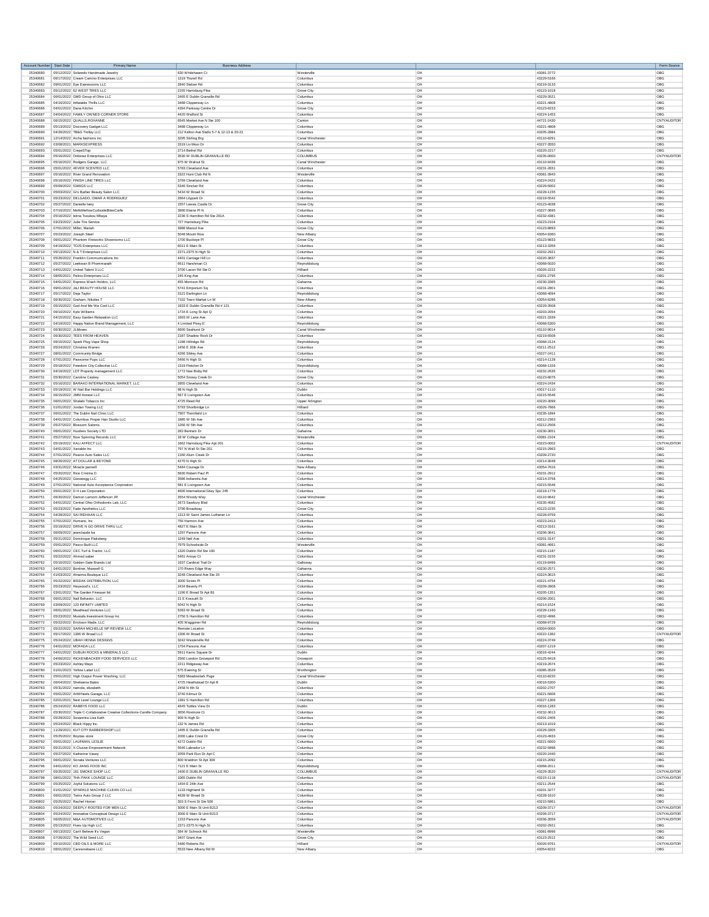| Account Number | Start Date | Primary Name | Business Address | | | | Form Source |
|---|---|---|---|---|---|---|---|
| 25340680 | 05/12/2022 | Solaredo Handmade Jewelry | 630 Whitehaven Ct | Westerville | OH | 43081-3772 | OBG |
| 25340681 | 06/17/2022 | Cream Camino Enterprises LLC | 1319 Thurell Rd | Columbus | OH | 43229-5166 | OBG |
| 25340682 | 09/01/2022 | Eye Expressions LLC | 2840 Stelzer Rd | Columbus | OH | 43219-3133 | OBG |
| 25340683 | 05/12/2022 | 62 WEST TIRES LLC | 2155 Harrisburg Pike | Grove City | OH | 43123-1018 | OBG |
| 25340684 | 06/01/2022 | GMD Group of Ohio LLC | 2465 E Dublin Granville Rd | Columbus | OH | 43229-3521 | OBG |
| 25340685 | 04/16/2022 | Inflatable Thrills LLC | 3488 Clippenway Ln | Columbus | OH | 43221-4808 | OBG |
| 25340686 | 04/01/2022 | Dana Kitchin | 4394 Parkway Centre Dr | Grove City | OH | 43123-8153 | OBG |
| 25340687 | 04/04/2022 | FAMILY OWNED CORNER STORE | 4420 Walford St | Columbus | OH | 43224-1453 | OBG |
| 25340688 | 06/15/2022 | QUALLS,ROXANNE | 6545 Market Ave N Ste 100 | Canton | OH | 44721-2430 | CNTYAUDITOR |
| 25340689 | 05/13/2022 | Discovery Gadget LLC | 3488 Clippenway Ln | Columbus | OH | 43221-4808 | OBG |
| 25340690 | 04/26/2022 | TB&G Trolley LLC | 212 Kelton Ave Stalls 5-7 & 12-13 & 20-21 | Columbus | OH | 43205-2884 | OBG |
| 25340691 | 12/14/2022 | Aicha fashions inc | 3295 Stirling Brg | Canal Winchester | OH | 43110-8291 | OBG |
| 25340692 | 03/08/2021 | MARKSEXPRESS | 3319 Liv Moor Dr | Columbus | OH | 43227-3550 | OBG |
| 25340693 | 05/01/2022 | CrepeSTop | 2714 Bethel Rd | Columbus | OH | 43220-2217 | OBG |
| 25340694 | 05/16/2022 | Ordonez Enterprises LLC | 3530 W DUBLIN GRANVILLE RD | COLUMBUS | OH | 43235-0000 | CNTYAUDITOR |
| 25340695 | 05/16/2022 | Rodgers Garage, LLC | 975 W Walnut St | Canal Winchester | OH | 43110-9436 | OBG |
| 25340696 | 05/01/2022 | 4EVER SCENTED LLC | 5783 Cleveland Ave | Columbus | OH | 43231-2831 | OBG |
| 25340697 | 05/16/2022 | River Grand Renovation | 3322 Hunt Club Rd N | Westerville | OH | 43081-3943 | OBG |
| 25340698 | 05/16/2022 | FINISH LINE TIRES LLC | 3769 Cleveland Ave | Columbus | OH | 43224-2422 | OBG |
| 25340699 | 05/09/2022 | 5346GS LLC | 5346 Sinclair Rd | Columbus | OH | 43229-5002 | OBG |
| 25340700 | 05/03/2022 | Gi's Barber Beauty Salon LLC | 5434 W Broad St | Columbus | OH | 43228-1155 | OBG |
| 25340701 | 05/23/2022 | DELGADO, OMAR A RODRIGUEZ | 2664 Lilypark Dr | Columbus | OH | 43219-5542 | OBG |
| 25340702 | 05/27/2022 | Danielle Ivery | 1557 Leeres Castle Dr | Grove City | OH | 43123-4638 | OBG |
| 25340703 | 07/16/2022 | MelloMellowCurbsideBitesCafe | 3990 Elaine Pl N | Columbus | OH | 43227-3695 | OBG |
| 25340704 | 05/16/2022 | Isima Tsoukou Mbaya | 2236 S Hamilton Rd Ste 201A | Columbus | OH | 43232-4381 | OBG |
| 25340705 | 03/23/2022 | Julie Tire Service | 727 Harrisburg Pike | Columbus | OH | 43223-2104 | OBG |
| 25340706 | 07/01/2022 | Miller, Mariah | 3988 Marsol Ave | Grove City | OH | 43123-8893 | OBG |
| 25340707 | 05/23/2022 | Joseph Steel | 5048 Mount Row | New Albany | OH | 43054-9360 | OBG |
| 25340708 | 06/01/2022 | Phantom Fireworks Showrooms LLC | 1700 Buckeye Pl | Grove City | OH | 43123-9833 | OBG |
| 25340709 | 04/19/2022 | TOJS Enterprises LLC | 6011 E Main St | Columbus | OH | 43213-3356 | OBG |
| 25340710 | 05/13/2022 | N & T Enterprises LLC | 2371-2375 N High St | Columbus | OH | 43202-2921 | OBG |
| 25340711 | 05/26/2022 | Franklin Communications Inc | 4401 Carriage Hill Ln | Columbus | OH | 43220-3837 | OBG |
| 25340712 | 05/27/2022 | Leeksean B Phommanath | 6611 Harshman Ct | Reynoldsburg | OH | 43068-5020 | OBG |
| 25340713 | 04/01/2022 | United Talent 3 LLC | 3700 Lacon Rd Ste D | Hilliard | OH | 43026-2222 | OBG |
| 25340714 | 08/05/2021 | Pelino Enterprises LLC | 245 King Ave | Columbus | OH | 43201-2795 | OBG |
| 25340715 | 04/01/2022 | Express Wash Holdco, LLC | 455 Morrison Rd | Gahanna | OH | 43230-3365 | OBG |
| 25340716 | 09/01/2022 | J&J BEAUTY HOUSE LLC | 5741 Emporium Sq | Columbus | OH | 43231-2801 | OBG |
| 25340717 | 05/17/2022 | Deja Taylor | 3121 Earlington Ln | Reynoldsburg | OH | 43068-4094 | OBG |
| 25340718 | 06/30/2022 | Graham, Nikolas T | 7102 Town Market Ln W | New Albany | OH | 43054-8286 | OBG |
| 25340719 | 05/15/2022 | God And Me We Cool LLC | 1933 E Dublin Granville Rd # 121 | Columbus | OH | 43229-3508 | OBG |
| 25340720 | 06/10/2022 | Kyle Williams | 1734 E Long St Apt Q | Columbus | OH | 43203-2054 | OBG |
| 25340721 | 04/15/2022 | Easy Garden Relaxation LLC | 1693 W Lane Ave | Columbus | OH | 43221-3339 | OBG |
| 25340722 | 04/19/2022 | Happy Nation Brand Management, LLC | 4 Limited Pkwy E | Reynoldsburg | OH | 43068-5300 | OBG |
| 25340723 | 06/30/2022 | JLMoves | 8600 Seahurst Dr | Canal Winchester | OH | 43110-9014 | OBG |
| 25340724 | 06/30/2022 | TEES FROM HEAVEN | 2187 Shadow Rock Dr | Columbus | OH | 43219-6508 | OBG |
| 25340725 | 06/15/2022 | Spark Plug Vape Shop | 1188 Hillridge Rd | Reynoldsburg | OH | 43068-2124 | OBG |
| 25340726 | 05/24/2022 | Christina Warren | 1456 E 20th Ave | Columbus | OH | 43211-2512 | OBG |
| 25340727 | 08/01/2022 | Community Bridge | 4266 Sibley Ave | Columbus | OH | 43227-2411 | OBG |
| 25340728 | 07/01/2022 | Pawsome Pups LLC | 5466 N High St | Columbus | OH | 43214-1128 | OBG |
| 25340729 | 05/18/2022 | Freedom City Collective LLC | 1319 Fletcher Dr | Reynoldsburg | OH | 43068-1326 | OBG |
| 25340730 | 04/19/2022 | LDT Property management LLC | 1772 Noe Bixby Rd | Columbus | OH | 43232-2635 | OBG |
| 25340731 | 05/30/2022 | Caroline Caskey | 5054 Snowy Creek Dr | Grove City | OH | 43123-8076 | OBG |
| 25340732 | 05/16/2022 | BARAKO INTERNATIONAL MARKET, LLC | 3955 Cleveland Ave | Columbus | OH | 43224-2434 | OBG |
| 25340733 | 05/19/2022 | W Nail Bar Holdings LLC | 98 N High St | Dublin | OH | 43017-1110 | OBG |
| 25340734 | 06/15/2022 | JMM Honest LLC | 567 E Livingston Ave | Columbus | OH | 43215-5546 | OBG |
| 25340735 | 06/01/2022 | Shalabi Tobacco Inc | 4725 Reed Rd | Upper Arlington | OH | 43220-3099 | OBG |
| 25340736 | 01/01/2022 | Jordan Towing LLC | 5793 Shortbridge Ln | Hilliard | OH | 43026-7866 | OBG |
| 25340737 | 06/01/2022 | The Dublin Nail Clinic LLC | 7907 Thornfield Ln | Columbus | OH | 43235-1894 | OBG |
| 25340738 | 04/01/2022 | Columbus Proper Hair Studio LLC | 1885 W 5th Ave | Columbus | OH | 43212-2363 | OBG |
| 25340739 | 05/27/2022 | Blossom Salons | 1266 W 5th Ave | Columbus | OH | 43212-2506 | OBG |
| 25340740 | 06/01/2022 | Hustlers Society LTD | 283 Bertram Dr | Gahanna | OH | 43230-3651 | OBG |
| 25340741 | 05/27/2022 | Now Spinning Records LLC | 18 W College Ave | Westerville | OH | 43081-2104 | OBG |
| 25340742 | 05/19/2022 | KALI AFFECT LLC | 1662 Harrisburg Pike Apt 201 | Columbus | OH | 43223-0002 | CNTYAUDITOR |
| 25340743 | 04/01/2022 | Xenable Inc | 797 N Wall St Ste 201 | Columbus | OH | 43215-2963 | OBG |
| 25340744 | 07/01/2022 | Pearce Auto Sales LLC | 1160 Alum Creek Dr | Columbus | OH | 43209-2720 | OBG |
| 25340745 | 08/26/2022 | AT DOLLAR & BEYOND | 4270 N High St | Columbus | OH | 43214-3048 | OBG |
| 25340746 | 03/31/2022 | Miracle parnell | 5484 Courage Dr | New Albany | OH | 43054-7616 | OBG |
| 25340747 | 05/20/2022 | Rice Cristina D | 5830 Robert Paul Pl | Columbus | OH | 43231-2912 | OBG |
| 25340748 | 04/25/2022 | Goosiegg LLC | 3586 Indianola Ave | Columbus | OH | 43214-3758 | OBG |
| 25340749 | 07/01/2022 | National Auto Acceptance Corporation | 581 E Livingston Ave | Columbus | OH | 43215-5546 | OBG |
| 25340750 | 05/01/2022 | D H Lee Corporation | 4600 International Gtwy Spc 245 | Columbus | OH | 43219-1779 | OBG |
| 25340751 | 06/30/2022 | Damon Lamont Jefferson JR | 3554 Woody Way | Canal Winchester | OH | 43110-9642 | OBG |
| 25340752 | 04/01/2022 | Central Ohio Orthodontic Lab, LLC | 2673 Sawbury Blvd | Columbus | OH | 43235-4582 | OBG |
| 25340753 | 05/23/2022 | Fade Aesthetics LLC | 3796 Broadway | Grove City | OH | 43123-2235 | OBG |
| 25340754 | 04/28/2022 | SAI RIDHAAN LLC | 1313 W Saint James Lutheran Ln | Columbus | OH | 43228-9759 | OBG |
| 25340755 | 07/01/2022 | Humanx, Inc | 756 Harmon Ave | Columbus | OH | 43223-2413 | OBG |
| 25340756 | 05/19/2022 | DRIVE N GO DRIVE THRU LLC | 4827 E Main St | Columbus | OH | 43213-3161 | OBG |
| 25340757 | 06/09/2022 | jeanclaude ba | 1297 Parsons Ave | Columbus | OH | 43206-3641 | OBG |
| 25340758 | 05/21/2022 | Dominique Flaksberg | 1249 Neil Ave | Columbus | OH | 43201-3147 | OBG |
| 25340759 | 05/01/2022 | Pasco Built LLC | 7979 Schoolside Dr | Westerville | OH | 43081-4661 | OBG |
| 25340760 | 06/01/2022 | CEC Turf & Tractor, LLC | 1320 Dublin Rd Ste 100 | Columbus | OH | 43215-1187 | OBG |
| 25340761 | 05/22/2022 | Ahmed saber | 5461 Arroyo Ct | Columbus | OH | 43231-3155 | OBG |
| 25340762 | 05/16/2022 | Golden Gate Brands Ltd | 1937 Cardinal Trail Dr | Galloway | OH | 43119-8496 | OBG |
| 25340763 | 04/01/2022 | Bordner, Maxwell G | 170 Rivers Edge Way | Gahanna | OH | 43230-2571 | OBG |
| 25340764 | 01/03/2022 | Alnaima Boutique LLC | 3248 Cleveland Ave Ste 20 | Columbus | OH | 43224-3615 | OBG |
| 25340765 | 05/22/2022 | BISDAK DISTRIBUTION, LLC | 3000 Scioto Pl | Columbus | OH | 43221-4754 | OBG |
| 25340766 | 05/23/2022 | Heywood's, LLC | 2434 Beverly Pl | Columbus | OH | 43209-2808 | OBG |
| 25340767 | 03/01/2022 | The Garden Finesser ltd | 1190 E Broad St Apt B1 | Columbus | OH | 43205-1351 | OBG |
| 25340768 | 06/01/2022 | Nail Behavior, LLC | 21 E Kossuth St | Columbus | OH | 43206-2601 | OBG |
| 25340769 | 03/09/2022 | 123 INFINITY LIMITED | 5042 N High St | Columbus | OH | 43214-1524 | OBG |
| 25340770 | 06/01/2022 | Meathead Ventures LLC | 5283 W Broad St | Columbus | OH | 43228-1160 | OBG |
| 25340771 | 05/23/2022 | Mustafa Investment Group Inc | 2750 S Hamilton Rd | Columbus | OH | 43232-4996 | OBG |
| 25340772 | 05/22/2022 | Erickson Made, LLC | 405 Waggoner Rd | Reynoldsburg | OH | 43068-9729 | OBG |
| 25340773 | 05/22/2022 | SARAH MICHELLE NP REVIEW LLC | Remote Location | Columbus | OH | 43004-0000 | OBG |
| 25340774 | 05/17/2022 | 1306 W Broad LLC | 1306 W Broad St | Columbus | OH | 43222-1362 | CNTYAUDITOR |
| 25340775 | 05/24/2022 | UBAH HENNA DESIGNS | 3242 Westerville Rd | Columbus | OH | 43224-3749 | OBG |
| 25340776 | 04/01/2022 | MOFADA LLC | 1704 Parsons Ave | Columbus | OH | 43207-1219 | OBG |
| 25340777 | 04/01/2022 | DUBLIN ROCKS & MINERALS LLC | 5011 Karric Square Dr | Dublin | OH | 43016-4244 | OBG |
| 25340778 | 04/06/2022 | RICKENBACKER FOOD SERVICES LLC | 2560 London Groveport Rd | Groveport | OH | 43125-9418 | OBG |
| 25340779 | 05/23/2022 | Ashley Mayo | 2211 Ridgeway Ave | Columbus | OH | 43219-2674 | OBG |
| 25340780 | 01/01/2022 | Yellow Label LLC | 575 Evening St | Worthington | OH | 43085-3529 | OBG |
| 25340781 | 05/01/2022 | High Output Power Washing, LLC | 5383 Meadowlark Psge | Canal Winchester | OH | 43110-8220 | OBG |
| 25340782 | 06/04/2022 | Sheleena Bates | 4725 Heatherstead Dr Apt B | Dublin | OH | 43016-5300 | OBG |
| 25340783 | 05/31/2022 | namola, elizabeth | 2458 N 4th St | Columbus | OH | 43202-2707 | OBG |
| 25340784 | 05/01/2022 | ArtWheels Garage, LLC | 3740 Kilmuir Dr | Columbus | OH | 43221-5606 | OBG |
| 25340785 | 02/01/2021 | Next Level Lounge LLC | 1381 S Hamilton Rd | Columbus | OH | 43227-1306 | OBG |
| 25340786 | 05/24/2022 | RABBYS FOOD LLC | 4645 Tuttles View Dr | Dublin | OH | 43016-1283 | OBG |
| 25340787 | 05/30/2022 | Triple C-Collaborative Creative Collections-Candle Company | 3656 Roxmore Ct | Columbus | OH | 43232-3613 | OBG |
| 25340788 | 05/29/2022 | Sovereinta Lisa Keith | 909 N High St | Columbus | OH | 43201-2406 | OBG |
| 25340789 | 05/24/2022 | Black Hippy Inc. | 132 N James Rd | Columbus | OH | 43213-1019 | OBG |
| 25340790 | 11/29/2021 | KUT CITY BARBERSHOP LLC | 1485 E Dublin Granville Rd | Columbus | OH | 43229-3305 | OBG |
| 25340791 | 05/25/2022 | Boyitas store | 2000 Lake Crest Dr | Grove City | OH | 43123-4933 | OBG |
| 25340792 | 05/01/2022 | LAUFMAN, LESLIE | 4272 Dublin Rd | Columbus | OH | 43221-5000 | OBG |
| 25340793 | 05/21/2022 | X-Clusive Empowerment Network | 5546 Labrador Ln | Columbus | OH | 43232-5898 | OBG |
| 25340794 | 05/27/2022 | Katherine Vasey | 2059 Park Run Dr Apt C | Columbus | OH | 43220-2440 | OBG |
| 25340795 | 06/01/2022 | Sonata Ventures LLC | 800 Waldron St Apt 308 | Columbus | OH | 43215-2092 | OBG |
| 25340796 | 04/01/2022 | KO JIANG FOOD INC | 7121 E Main St | Reynoldsburg | OH | 43068-2011 | OBG |
| 25340797 | 05/25/2022 | 161 SMOKE SHOP LLC | 2400 E DUBLIN GRANVILLE RD | COLUMBUS | OH | 43229-3520 | CNTYAUDITOR |
| 25340798 | 08/01/2022 | THA PAKK LOUNGE LLC | 1065 Dublin Rd | Columbus | OH | 43215-1118 | CNTYAUDITOR |
| 25340799 | 05/25/2022 | Joyful Solutions LLC | 1494 E 24th Ave | Columbus | OH | 43211-2544 | OBG |
| 25340800 | 01/01/2022 | SPARKLE MACHINE CLEAN CO LLC | 1133 Highland St | Columbus | OH | 43201-3277 | OBG |
| 25340801 | 06/01/2022 | Twins Auto Group 2 LLC | 4639 W Broad St | Columbus | OH | 43228-1610 | OBG |
| 25340802 | 05/25/2022 | Rachel Horner | 303 S Front St Ste 506 | Columbus | OH | 43215-5861 | OBG |
| 25340803 | 05/24/2022 | DEEPLY ROOTED FOR MEN LLC | 3000 E Main St Unit B213 | Columbus | OH | 43209-3717 | CNTYAUDITOR |
| 25340804 | 05/24/2022 | Innovative Conceptual Design LLC | 3000 E Main St Unit B213 | Columbus | OH | 43209-3717 | CNTYAUDITOR |
| 25340805 | 06/05/2022 | M&A AUTOMOTIVES LLC | 1153 Parsons Ave | Columbus | OH | 43206-3559 | CNTYAUDITOR |
| 25340806 | 05/13/2022 | Fixes Up High LLC | 2371-2375 N High St | Columbus | OH | 43202-2921 | OBG |
| 25340807 | 06/13/2022 | Can't Believe It's Vegan | 584 W Schrock Rd | Westerville | OH | 43081-8996 | OBG |
| 25340808 | 07/26/2022 | The Wild Seed LLC | 3407 Grant Ave | Grove City | OH | 43123-2512 | OBG |
| 25340809 | 05/10/2022 | CBD OILS & MORE LLC | 5480 Roberts Rd | Hilliard | OH | 43026-9761 | CNTYAUDITOR |
| 25340810 | 06/01/2022 | Cammmebarre LLC | 5533 New Albany Rd W | New Albany | OH | 43054-8222 | OBG |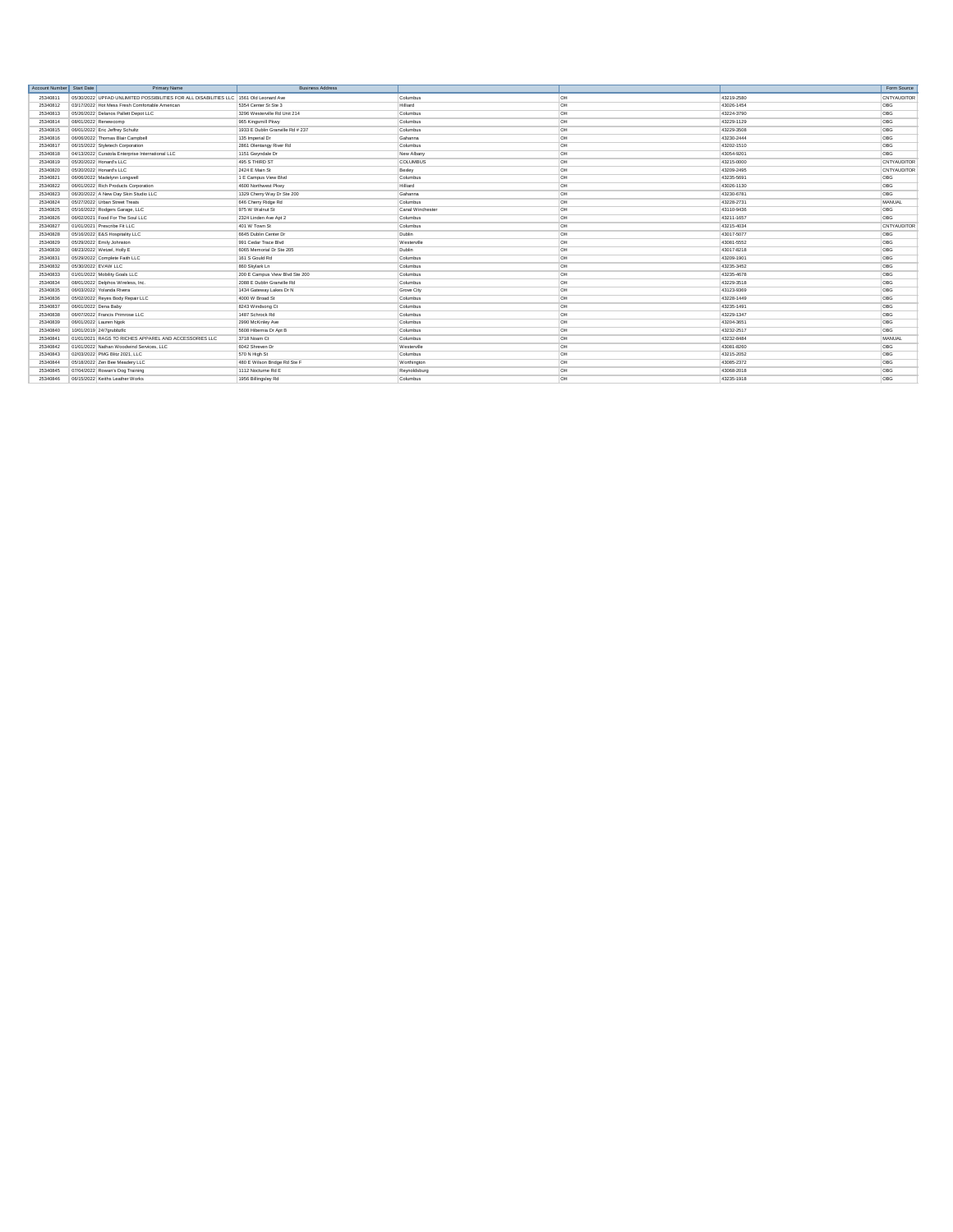| Account Number | Start Date | Primary Name | Business Address | | | | Form Source |
|---|---|---|---|---|---|---|---|
| 25340811 | 05/30/2022 | UPFAD UNLIMITED POSSIBILITIES FOR ALL DISABILITIES LLC | 1561 Old Leonard Ave | Columbus | OH | 43219-2580 | CNTYAUDITOR |
| 25340812 | 03/17/2022 | Hot Mess Fresh Comfortable American | 5354 Center St Ste 3 | Hilliard | OH | 43026-1454 | OBG |
| 25340813 | 05/26/2022 | Delance Pallett Depot LLC | 3296 Westerville Rd Unit 214 | Columbus | OH | 43224-3790 | OBG |
| 25340814 | 06/01/2022 | Renewcomp | 965 Kingsmill Pkwy | Columbus | OH | 43229-1129 | OBG |
| 25340815 | 06/01/2022 | Eric Jeffrey Schultz | 1933 E Dublin Granville Rd # 237 | Columbus | OH | 43229-3508 | OBG |
| 25340816 | 06/06/2022 | Thomas Blair Campbell | 135 Imperial Dr | Gahanna | OH | 43230-2444 | OBG |
| 25340817 | 06/15/2022 | Styletech Corporation | 2861 Olentangy River Rd | Columbus | OH | 43202-1510 | OBG |
| 25340818 | 04/13/2022 | Curatola Enterprise International LLC | 1151 Greyndale Dr | New Albany | OH | 43054-9201 | OBG |
| 25340819 | 05/20/2022 | Honard's LLC | 495 S THIRD ST | COLUMBUS | OH | 43215-0000 | CNTYAUDITOR |
| 25340820 | 05/20/2022 | Honard's LLC | 2424 E Main St | Bexley | OH | 43209-2495 | CNTYAUDITOR |
| 25340821 | 06/06/2022 | Madelynn Longwell | 1 E Campus View Blvd | Columbus | OH | 43235-5691 | OBG |
| 25340822 | 06/01/2022 | Rich Products Corporation | 4600 Northwest Pkwy | Hilliard | OH | 43026-1130 | OBG |
| 25340823 | 06/30/2022 | A New Day Skin Studio LLC | 1329 Cherry Way Dr Ste 200 | Gahanna | OH | 43230-6781 | OBG |
| 25340824 | 05/27/2022 | Urban Street Treats | 646 Cherry Ridge Rd | Columbus | OH | 43228-2731 | MANUAL |
| 25340825 | 05/16/2022 | Rodgers Garage, LLC | 975 W Walnut St | Canal Winchester | OH | 43110-9436 | OBG |
| 25340826 | 06/02/2021 | Food For The Soul LLC | 2324 Linden Ave Apt 2 | Columbus | OH | 43211-1657 | OBG |
| 25340827 | 01/01/2021 | Prescribe Fit LLC | 401 W Town St | Columbus | OH | 43215-4034 | CNTYAUDITOR |
| 25340828 | 05/16/2022 | E&S Hospitality LLC | 6645 Dublin Center Dr | Dublin | OH | 43017-5077 | OBG |
| 25340829 | 05/29/2022 | Emily Johnston | 991 Cedar Trace Blvd | Westerville | OH | 43081-5552 | OBG |
| 25340830 | 08/23/2022 | Wetzel, Holly E | 6065 Memorial Dr Ste 205 | Dublin | OH | 43017-8218 | OBG |
| 25340831 | 05/29/2022 | Complete Faith LLC | 161 S Gould Rd | Columbus | OH | 43209-1901 | OBG |
| 25340832 | 05/30/2022 | EVAW LLC | 860 Skylark Ln | Columbus | OH | 43235-3452 | OBG |
| 25340833 | 01/01/2022 | Mobility Goals LLC | 200 E Campus View Blvd Ste 200 | Columbus | OH | 43235-4678 | OBG |
| 25340834 | 06/01/2022 | Delphos Wireless, Inc. | 2068 E Dublin Granville Rd | Columbus | OH | 43229-3518 | OBG |
| 25340835 | 06/03/2022 | Yolanda Rivera | 1434 Gateway Lakes Dr N | Grove City | OH | 43123-9369 | OBG |
| 25340836 | 05/02/2022 | Reyes Body Repair LLC | 4000 W Broad St | Columbus | OH | 43228-1449 | OBG |
| 25340837 | 06/01/2022 | Dena Baby | 8243 Windsong Ct | Columbus | OH | 43235-1491 | OBG |
| 25340838 | 06/07/2022 | Francis Primrose LLC | 1487 Schrock Rd | Columbus | OH | 43229-1347 | OBG |
| 25340839 | 06/01/2022 | Lauren Ngok | 2990 McKinley Ave | Columbus | OH | 43204-3651 | OBG |
| 25340840 | 10/01/2019 | 24/7grubbzllc | 5608 Hibernia Dr Apt B | Columbus | OH | 43232-2517 | OBG |
| 25340841 | 01/01/2021 | RAGS TO RICHES APPAREL AND ACCESSORIES LLC | 3718 Noam Ct | Columbus | OH | 43232-8484 | MANUAL |
| 25340842 | 01/01/2022 | Nathan Woodwind Services, LLC | 6042 Shreven Dr | Westerville | OH | 43081-8260 | OBG |
| 25340843 | 02/03/2022 | PMG Blitz 2021, LLC | 570 N High St | Columbus | OH | 43215-2052 | OBG |
| 25340844 | 05/18/2022 | Zen Bee Meadery LLC | 480 E Wilson Bridge Rd Ste F | Worthington | OH | 43085-2372 | OBG |
| 25340845 | 07/04/2022 | Rowan's Dog Training | 1112 Nocturne Rd E | Reynoldsburg | OH | 43068-2018 | OBG |
| 25340846 | 06/15/2022 | Keiths Leather Works | 1956 Billingsley Rd | Columbus | OH | 43235-1918 | OBG |